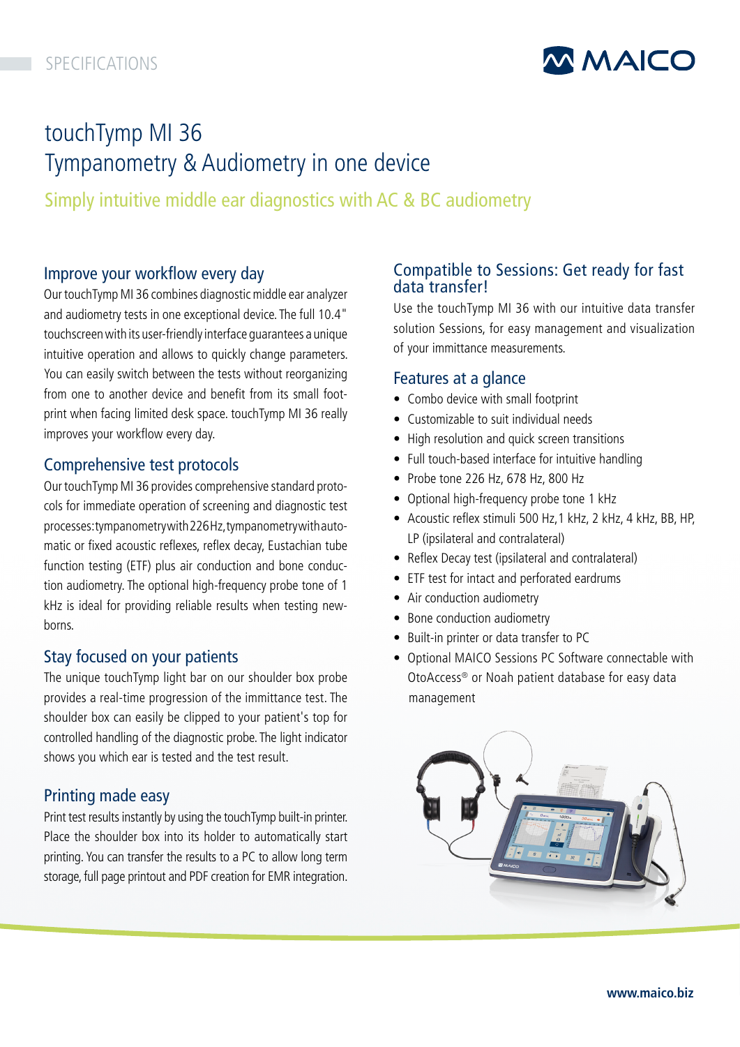SPECIFICATIONS

MAICO

# touchTymp MI 36
# Tympanometry & Audiometry in one device

## Simply intuitive middle ear diagnostics with AC & BC audiometry

### Improve your workflow every day

Our touchTymp MI 36 combines diagnostic middle ear analyzer and audiometry tests in one exceptional device. The full 10.4" touchscreen with its user-friendly interface guarantees a unique intuitive operation and allows to quickly change parameters. You can easily switch between the tests without reorganizing from one to another device and benefit from its small footprint when facing limited desk space. touchTymp MI 36 really improves your workflow every day.

### Comprehensive test protocols

Our touchTymp MI 36 provides comprehensive standard protocols for immediate operation of screening and diagnostic test processes: tympanometry with 226 Hz, tympanometry with automatic or fixed acoustic reflexes, reflex decay, Eustachian tube function testing (ETF) plus air conduction and bone conduction audiometry. The optional high-frequency probe tone of 1 kHz is ideal for providing reliable results when testing newborns.

### Stay focused on your patients

The unique touchTymp light bar on our shoulder box probe provides a real-time progression of the immittance test. The shoulder box can easily be clipped to your patient's top for controlled handling of the diagnostic probe. The light indicator shows you which ear is tested and the test result.

### Printing made easy

Print test results instantly by using the touchTymp built-in printer. Place the shoulder box into its holder to automatically start printing. You can transfer the results to a PC to allow long term storage, full page printout and PDF creation for EMR integration.

### Compatible to Sessions: Get ready for fast data transfer!

Use the touchTymp MI 36 with our intuitive data transfer solution Sessions, for easy management and visualization of your immittance measurements.

### Features at a glance

- Combo device with small footprint
- Customizable to suit individual needs
- High resolution and quick screen transitions
- Full touch-based interface for intuitive handling
- Probe tone 226 Hz, 678 Hz, 800 Hz
- Optional high-frequency probe tone 1 kHz
- Acoustic reflex stimuli 500 Hz,1 kHz, 2 kHz, 4 kHz, BB, HP, LP (ipsilateral and contralateral)
- Reflex Decay test (ipsilateral and contralateral)
- ETF test for intact and perforated eardrums
- Air conduction audiometry
- Bone conduction audiometry
- Built-in printer or data transfer to PC
- Optional MAICO Sessions PC Software connectable with OtoAccess® or Noah patient database for easy data management

www.maico.biz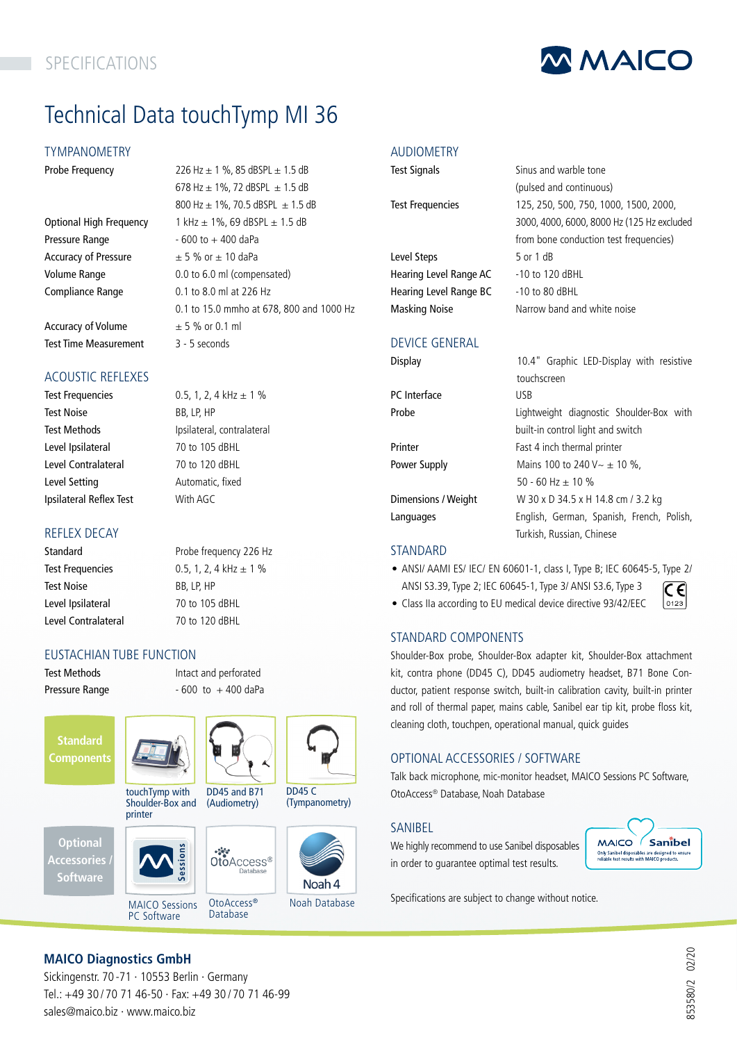SPECIFICATIONS

# Technical Data touchTymp MI 36

## TYMPANOMETRY

| | |
|---|---|
| Probe Frequency | 226 Hz ± 1 %, 85 dBSPL ± 1.5 dB<br>678 Hz ± 1%, 72 dBSPL ± 1.5 dB<br>800 Hz ± 1%, 70.5 dBSPL ± 1.5 dB |
| Optional High Frequency | 1 kHz ± 1%, 69 dBSPL ± 1.5 dB |
| Pressure Range | - 600 to + 400 daPa |
| Accuracy of Pressure | ± 5 % or ± 10 daPa |
| Volume Range | 0.0 to 6.0 ml (compensated) |
| Compliance Range | 0.1 to 8.0 ml at 226 Hz<br>0.1 to 15.0 mmho at 678, 800 and 1000 Hz |
| Accuracy of Volume | ± 5 % or 0.1 ml |
| Test Time Measurement | 3 - 5 seconds |

## ACOUSTIC REFLEXES

| | |
|---|---|
| Test Frequencies | 0.5, 1, 2, 4 kHz ± 1 % |
| Test Noise | BB, LP, HP |
| Test Methods | Ipsilateral, contralateral |
| Level Ipsilateral | 70 to 105 dBHL |
| Level Contralateral | 70 to 120 dBHL |
| Level Setting | Automatic, fixed |
| Ipsilateral Reflex Test | With AGC |

## REFLEX DECAY

| | |
|---|---|
| Standard | Probe frequency 226 Hz |
| Test Frequencies | 0.5, 1, 2, 4 kHz ± 1 % |
| Test Noise | BB, LP, HP |
| Level Ipsilateral | 70 to 105 dBHL |
| Level Contralateral | 70 to 120 dBHL |

## EUSTACHIAN TUBE FUNCTION

| | |
|---|---|
| Test Methods | Intact and perforated |
| Pressure Range | - 600 to + 400 daPa |

**Standard Components**

touchTymp with Shoulder-Box and printer

DD45 and B71 (Audiometry)

DD45 C (Tympanometry)

**Optional Accessories / Software**

MAICO Sessions PC Software

OtoAccess® Database

Noah Database

## AUDIOMETRY

| | |
|---|---|
| Test Signals | Sinus and warble tone (pulsed and continuous) |
| Test Frequencies | 125, 250, 500, 750, 1000, 1500, 2000, 3000, 4000, 6000, 8000 Hz (125 Hz excluded from bone conduction test frequencies) |
| Level Steps | 5 or 1 dB |
| Hearing Level Range AC | -10 to 120 dBHL |
| Hearing Level Range BC | -10 to 80 dBHL |
| Masking Noise | Narrow band and white noise |

## DEVICE GENERAL

| | |
|---|---|
| Display | 10.4" Graphic LED-Display with resistive touchscreen |
| PC Interface | USB |
| Probe | Lightweight diagnostic Shoulder-Box with built-in control light and switch |
| Printer | Fast 4 inch thermal printer |
| Power Supply | Mains 100 to 240 V~ ± 10 %, 50 - 60 Hz ± 10 % |
| Dimensions / Weight | W 30 x D 34.5 x H 14.8 cm / 3.2 kg |
| Languages | English, German, Spanish, French, Polish, Turkish, Russian, Chinese |

## STANDARD

- ANSI/ AAMI ES/ IEC/ EN 60601-1, class I, Type B; IEC 60645-5, Type 2/ ANSI S3.39, Type 2; IEC 60645-1, Type 3/ ANSI S3.6, Type 3
- Class IIa according to EU medical device directive 93/42/EEC

CE 0123

## STANDARD COMPONENTS

Shoulder-Box probe, Shoulder-Box adapter kit, Shoulder-Box attachment kit, contra phone (DD45 C), DD45 audiometry headset, B71 Bone Conductor, patient response switch, built-in calibration cavity, built-in printer and roll of thermal paper, mains cable, Sanibel ear tip kit, probe floss kit, cleaning cloth, touchpen, operational manual, quick guides

## OPTIONAL ACCESSORIES / SOFTWARE

Talk back microphone, mic-monitor headset, MAICO Sessions PC Software, OtoAccess® Database, Noah Database

## SANIBEL

We highly recommend to use Sanibel disposables in order to guarantee optimal test results.

MAICO Sanibel — Only Sanibel disposables are designed to ensure reliable test results with MAICO products.

Specifications are subject to change without notice.

**MAICO Diagnostics GmbH**

Sickingenstr. 70-71 · 10553 Berlin · Germany

Tel.: +49 30 / 70 71 46-50 · Fax: +49 30 / 70 71 46-99

sales@maico.biz · www.maico.biz

8535580/2 02/20